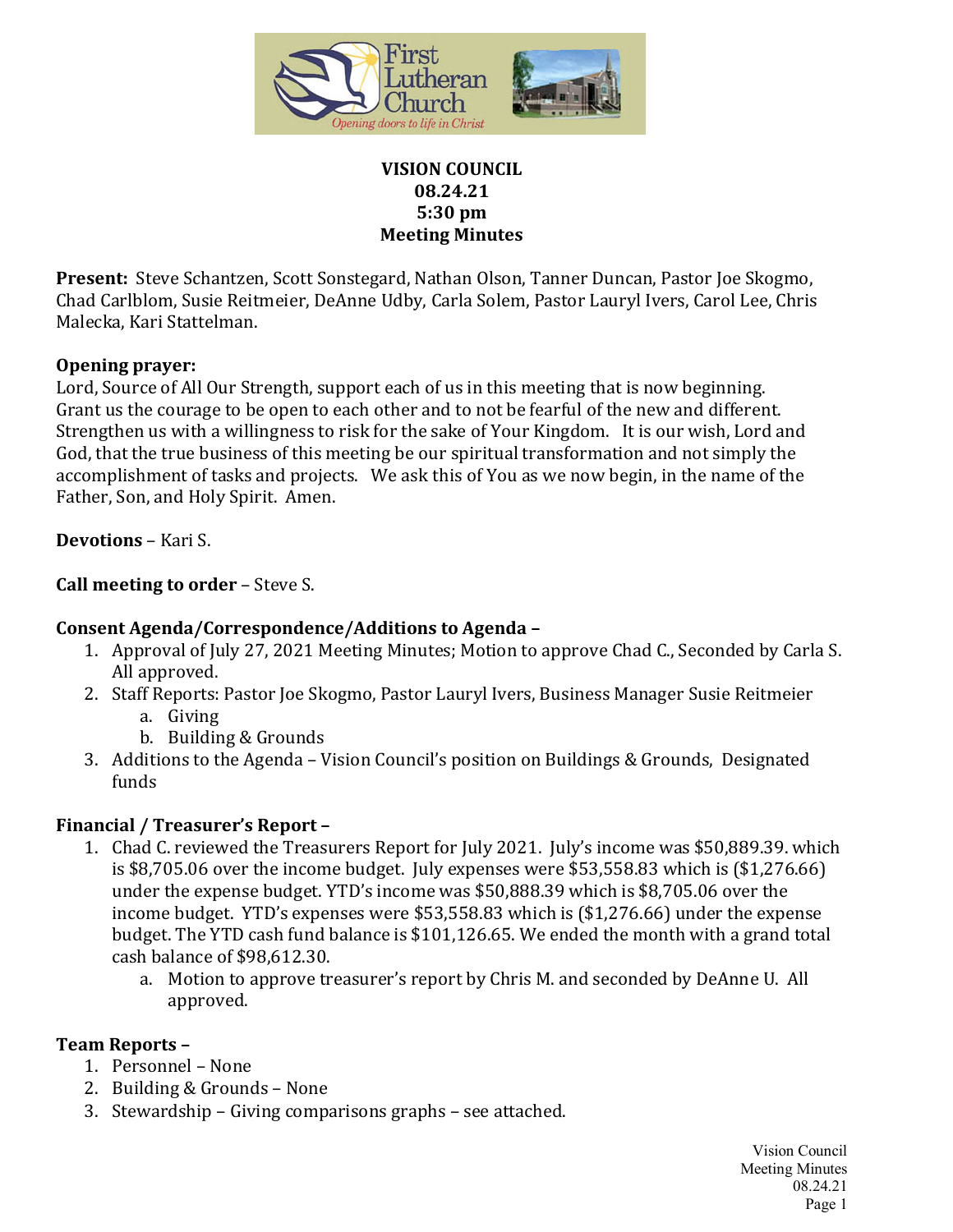# VISION COUNCIL
**08.24.21**
**5:30 pm**
**Meeting Minutes**

**Present:** Steve Schantzen, Scott Sonstegard, Nathan Olson, Tanner Duncan, Pastor Joe Skogmo, Chad Carlblom, Susie Reitmeier, DeAnne Udby, Carla Solem, Pastor Lauryl Ivers, Carol Lee, Chris Malecka, Kari Stattelman.

**Opening prayer:**
Lord, Source of All Our Strength, support each of us in this meeting that is now beginning. Grant us the courage to be open to each other and to not be fearful of the new and different. Strengthen us with a willingness to risk for the sake of Your Kingdom. It is our wish, Lord and God, that the true business of this meeting be our spiritual transformation and not simply the accomplishment of tasks and projects. We ask this of You as we now begin, in the name of the Father, Son, and Holy Spirit. Amen.

**Devotions** – Kari S.

**Call meeting to order** – Steve S.

**Consent Agenda/Correspondence/Additions to Agenda –**

1. Approval of July 27, 2021 Meeting Minutes; Motion to approve Chad C., Seconded by Carla S. All approved.
2. Staff Reports: Pastor Joe Skogmo, Pastor Lauryl Ivers, Business Manager Susie Reitmeier
   a. Giving
   b. Building & Grounds
3. Additions to the Agenda – Vision Council's position on Buildings & Grounds, Designated funds

**Financial / Treasurer's Report –**

1. Chad C. reviewed the Treasurers Report for July 2021. July's income was $50,889.39. which is $8,705.06 over the income budget. July expenses were $53,558.83 which is ($1,276.66) under the expense budget. YTD's income was $50,888.39 which is $8,705.06 over the income budget. YTD's expenses were $53,558.83 which is ($1,276.66) under the expense budget. The YTD cash fund balance is $101,126.65. We ended the month with a grand total cash balance of $98,612.30.
   a. Motion to approve treasurer's report by Chris M. and seconded by DeAnne U. All approved.

**Team Reports –**

1. Personnel – None
2. Building & Grounds – None
3. Stewardship – Giving comparisons graphs – see attached.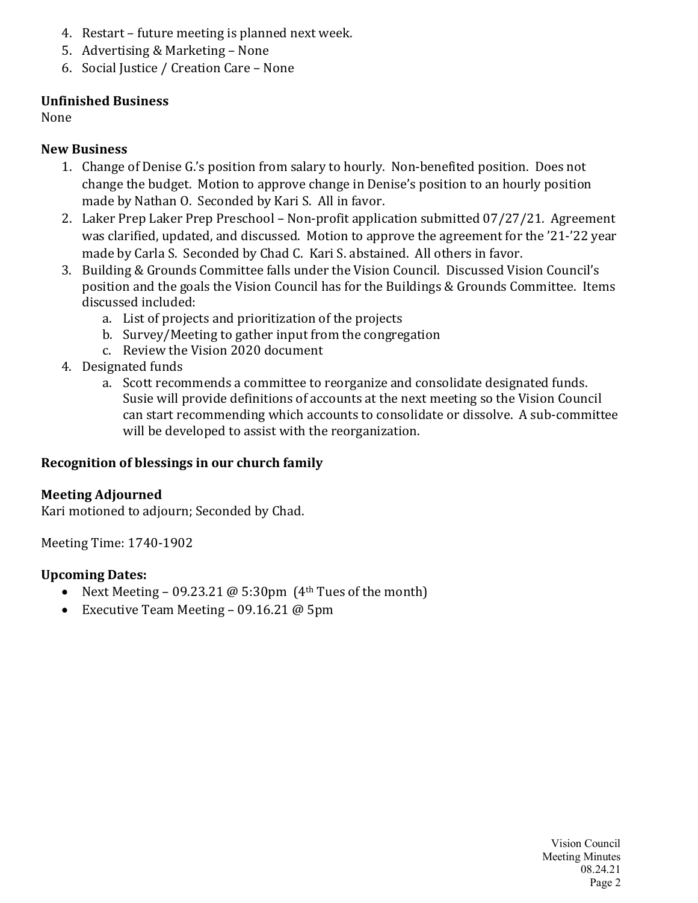4. Restart – future meeting is planned next week.
5. Advertising & Marketing – None
6. Social Justice / Creation Care – None

**Unfinished Business**

None

**New Business**

1. Change of Denise G.'s position from salary to hourly. Non-benefited position. Does not change the budget. Motion to approve change in Denise's position to an hourly position made by Nathan O. Seconded by Kari S. All in favor.
2. Laker Prep Laker Prep Preschool – Non-profit application submitted 07/27/21. Agreement was clarified, updated, and discussed. Motion to approve the agreement for the '21-'22 year made by Carla S. Seconded by Chad C. Kari S. abstained. All others in favor.
3. Building & Grounds Committee falls under the Vision Council. Discussed Vision Council's position and the goals the Vision Council has for the Buildings & Grounds Committee. Items discussed included:
    a. List of projects and prioritization of the projects
    b. Survey/Meeting to gather input from the congregation
    c. Review the Vision 2020 document
4. Designated funds
    a. Scott recommends a committee to reorganize and consolidate designated funds. Susie will provide definitions of accounts at the next meeting so the Vision Council can start recommending which accounts to consolidate or dissolve. A sub-committee will be developed to assist with the reorganization.

**Recognition of blessings in our church family**

**Meeting Adjourned**

Kari motioned to adjourn; Seconded by Chad.

Meeting Time: 1740-1902

**Upcoming Dates:**

- Next Meeting – 09.23.21 @ 5:30pm (4th Tues of the month)
- Executive Team Meeting – 09.16.21 @ 5pm